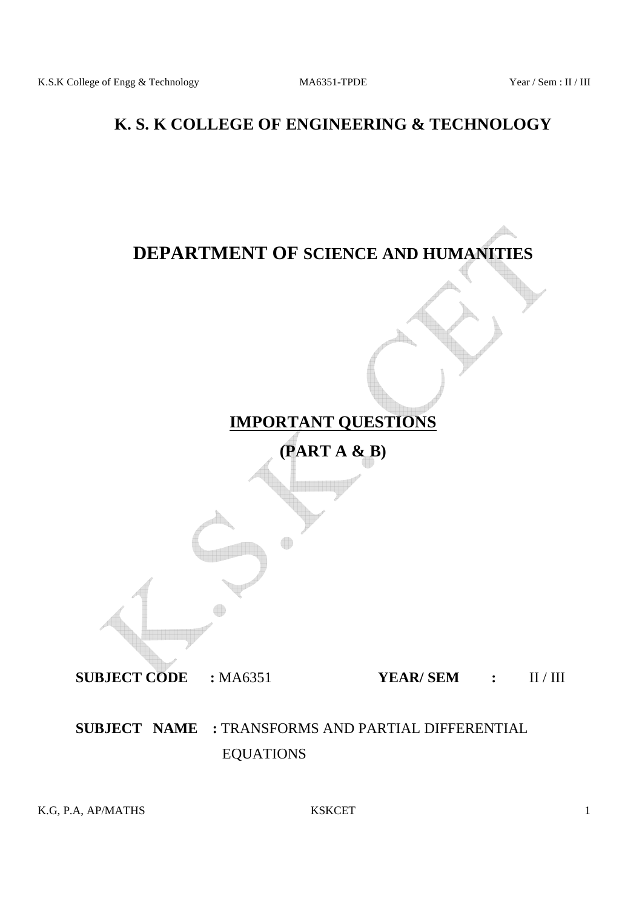# K. S. K COLLEGE OF ENGINEERING & TECHNOLOGY

## DEPARTMENT OF SCIENCE AND HUMANITIES

## IMPORTANT QUESTIONS

## (PART A & B)

**SUBJECT CODE : ** MA6351 **YEAR/ SEM : ** II / III

**SUBJECT NAME : ** TRANSFORMS AND PARTIAL DIFFERENTIAL EQUATIONS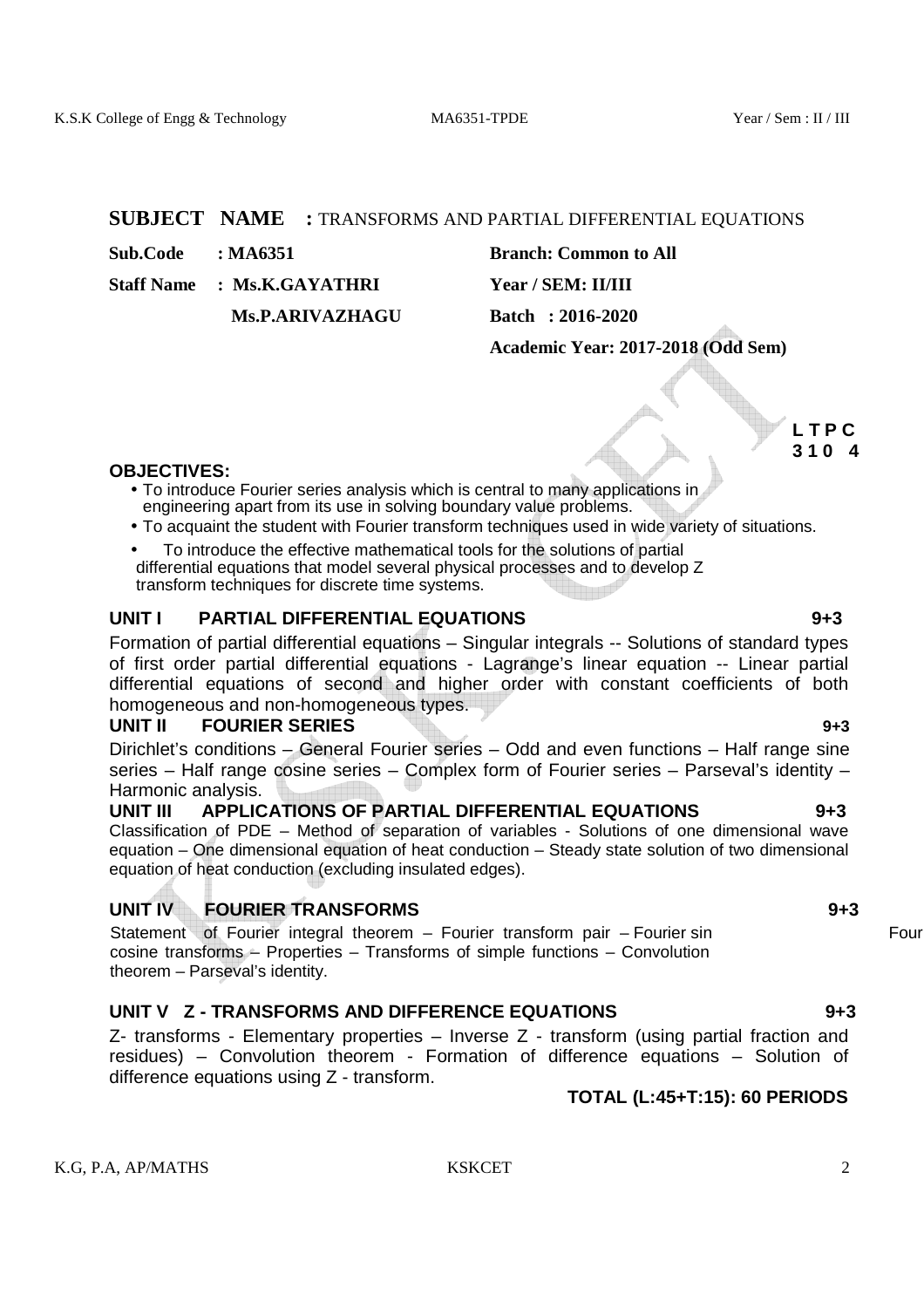**SUBJECT NAME :** TRANSFORMS AND PARTIAL DIFFERENTIAL EQUATIONS

**Sub.Code : MA6351** **Branch: Common to All**

**Staff Name : Ms.K.GAYATHRI** **Year / SEM: II/III**

**Ms.P.ARIVAZHAGU** **Batch : 2016-2020**

**Academic Year: 2017-2018 (Odd Sem)**

**L T P C**
**3 1 0 4**

**OBJECTIVES:**

- To introduce Fourier series analysis which is central to many applications in engineering apart from its use in solving boundary value problems.
- To acquaint the student with Fourier transform techniques used in wide variety of situations.
- To introduce the effective mathematical tools for the solutions of partial differential equations that model several physical processes and to develop Z transform techniques for discrete time systems.

### UNIT I PARTIAL DIFFERENTIAL EQUATIONS 9+3

Formation of partial differential equations – Singular integrals -- Solutions of standard types of first order partial differential equations - Lagrange's linear equation -- Linear partial differential equations of second and higher order with constant coefficients of both homogeneous and non-homogeneous types.

### UNIT II FOURIER SERIES 9+3

Dirichlet's conditions – General Fourier series – Odd and even functions – Half range sine series – Half range cosine series – Complex form of Fourier series – Parseval's identity – Harmonic analysis.

### UNIT III APPLICATIONS OF PARTIAL DIFFERENTIAL EQUATIONS 9+3

Classification of PDE – Method of separation of variables - Solutions of one dimensional wave equation – One dimensional equation of heat conduction – Steady state solution of two dimensional equation of heat conduction (excluding insulated edges).

### UNIT IV FOURIER TRANSFORMS 9+3

Statement of Fourier integral theorem – Fourier transform pair – Fourier sin Four cosine transforms – Properties – Transforms of simple functions – Convolution theorem – Parseval's identity.

### UNIT V Z - TRANSFORMS AND DIFFERENCE EQUATIONS 9+3

Z- transforms - Elementary properties – Inverse Z - transform (using partial fraction and residues) – Convolution theorem - Formation of difference equations – Solution of difference equations using Z - transform.

**TOTAL (L:45+T:15): 60 PERIODS**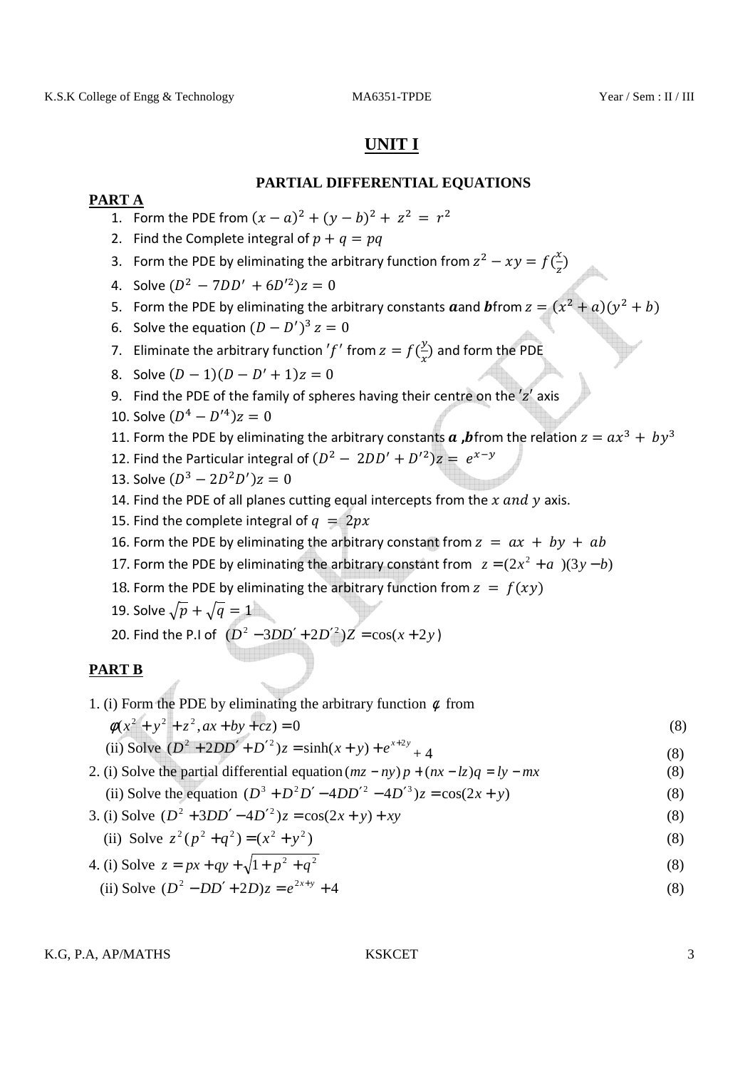# UNIT I

## PARTIAL DIFFERENTIAL EQUATIONS

### PART A

1. Form the PDE from $(x-a)^2 + (y-b)^2 + z^2 = r^2$
2. Find the Complete integral of $p + q = pq$
3. Form the PDE by eliminating the arbitrary function from $z^2 - xy = f(\frac{x}{z})$
4. Solve $(D^2 - 7DD' + 6D'^2)z = 0$
5. Form the PDE by eliminating the arbitrary constants ***a*** and ***b*** from $z = (x^2 + a)(y^2 + b)$
6. Solve the equation $(D - D')^3 z = 0$
7. Eliminate the arbitrary function $'f'$ from $z = f(\frac{y}{x})$ and form the PDE
8. Solve $(D-1)(D-D'+1)z = 0$
9. Find the PDE of the family of spheres having their centre on the $'z'$ axis
10. Solve $(D^4 - D'^4)z = 0$
11. Form the PDE by eliminating the arbitrary constants ***a*** ,***b*** from the relation $z = ax^3 + by^3$
12. Find the Particular integral of $(D^2 - 2DD' + D'^2)z = e^{x-y}$
13. Solve $(D^3 - 2D^2D')z = 0$
14. Find the PDE of all planes cutting equal intercepts from the $x$ and $y$ axis.
15. Find the complete integral of $q = 2px$
16. Form the PDE by eliminating the arbitrary constant from $z = ax + by + ab$
17. Form the PDE by eliminating the arbitrary constant from $z = (2x^2 + a)(3y - b)$
18. Form the PDE by eliminating the arbitrary function from $z = f(xy)$
19. Solve $\sqrt{p} + \sqrt{q} = 1$
20. Find the P.I of $(D^2 - 3DD' + 2D'^2)Z = \cos(x + 2y)$

### PART B

1. (i) Form the PDE by eliminating the arbitrary function $\phi$ from $\phi(x^2 + y^2 + z^2, ax + by + cz) = 0$ (8)

   (ii) Solve $(D^2 + 2DD' + D'^2)z = \sinh(x+y) + e^{x+2y} + 4$ (8)

2. (i) Solve the partial differential equation $(mz - ny)p + (nx - lz)q = ly - mx$ (8)

   (ii) Solve the equation $(D^3 + D^2D' - 4DD'^2 - 4D'^3)z = \cos(2x + y)$ (8)

3. (i) Solve $(D^2 + 3DD' - 4D'^2)z = \cos(2x + y) + xy$ (8)

   (ii) Solve $z^2(p^2 + q^2) = (x^2 + y^2)$ (8)

4. (i) Solve $z = px + qy + \sqrt{1 + p^2 + q^2}$ (8)

   (ii) Solve $(D^2 - DD' + 2D)z = e^{2x+y} + 4$ (8)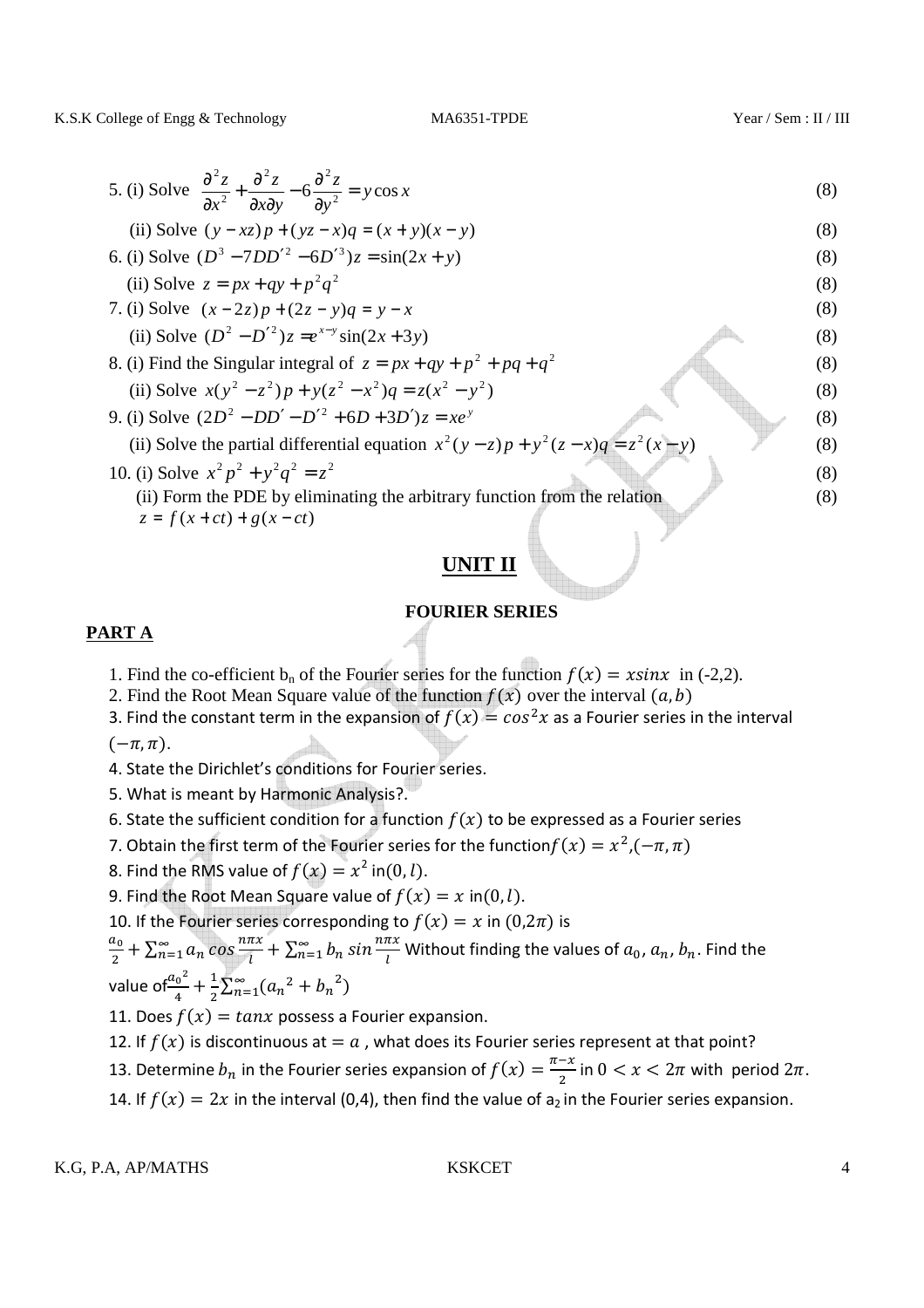5. (i) Solve $\frac{\partial^2 z}{\partial x^2} + \frac{\partial^2 z}{\partial x \partial y} - 6\frac{\partial^2 z}{\partial y^2} = y\cos x$ (8)

(ii) Solve $(y - xz)p + (yz - x)q = (x + y)(x - y)$ (8)

6. (i) Solve $(D^3 - 7DD'^2 - 6D'^3)z = \sin(2x + y)$ (8)

(ii) Solve $z = px + qy + p^2q^2$ (8)

7. (i) Solve $(x - 2z)p + (2z - y)q = y - x$ (8)

(ii) Solve $(D^2 - D'^2)z = e^{x-y}\sin(2x + 3y)$ (8)

8. (i) Find the Singular integral of $z = px + qy + p^2 + pq + q^2$ (8)

(ii) Solve $x(y^2 - z^2)p + y(z^2 - x^2)q = z(x^2 - y^2)$ (8)

9. (i) Solve $(2D^2 - DD' - D'^2 + 6D + 3D')z = xe^y$ (8)

(ii) Solve the partial differential equation $x^2(y - z)p + y^2(z - x)q = z^2(x - y)$ (8)

10. (i) Solve $x^2p^2 + y^2q^2 = z^2$ (8)

(ii) Form the PDE by eliminating the arbitrary function from the relation $z = f(x + ct) + g(x - ct)$ (8)

## UNIT II

### FOURIER SERIES

**PART A**

1. Find the co-efficient $b_n$ of the Fourier series for the function $f(x) = x\sin x$ in (-2,2).
2. Find the Root Mean Square value of the function $f(x)$ over the interval $(a, b)$
3. Find the constant term in the expansion of $f(x) = \cos^2 x$ as a Fourier series in the interval $(-\pi, \pi)$.
4. State the Dirichlet's conditions for Fourier series.
5. What is meant by Harmonic Analysis?.
6. State the sufficient condition for a function $f(x)$ to be expressed as a Fourier series
7. Obtain the first term of the Fourier series for the function $f(x) = x^2, (-\pi, \pi)$
8. Find the RMS value of $f(x) = x^2$ in $(0, l)$.
9. Find the Root Mean Square value of $f(x) = x$ in $(0, l)$.
10. If the Fourier series corresponding to $f(x) = x$ in $(0,2\pi)$ is $\frac{a_0}{2} + \sum_{n=1}^{\infty} a_n \cos\frac{n\pi x}{l} + \sum_{n=1}^{\infty} b_n \sin\frac{n\pi x}{l}$ Without finding the values of $a_0, a_n, b_n$. Find the value of $\frac{a_0^2}{4} + \frac{1}{2}\sum_{n=1}^{\infty}(a_n^2 + b_n^2)$
11. Does $f(x) = \tan x$ possess a Fourier expansion.
12. If $f(x)$ is discontinuous at $= a$ , what does its Fourier series represent at that point?
13. Determine $b_n$ in the Fourier series expansion of $f(x) = \frac{\pi - x}{2}$ in $0 < x < 2\pi$ with period $2\pi$.
14. If $f(x) = 2x$ in the interval (0,4), then find the value of $a_2$ in the Fourier series expansion.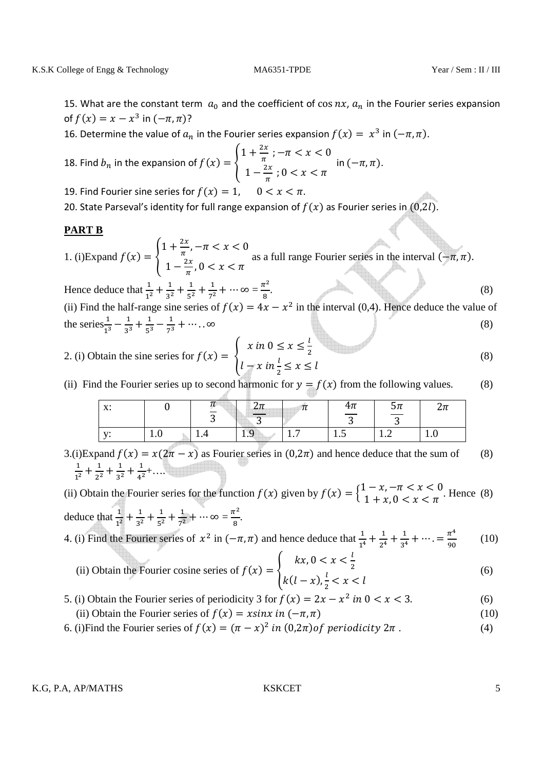15. What are the constant term $a_0$ and the coefficient of $\cos nx$, $a_n$ in the Fourier series expansion of $f(x) = x - x^3$ in $(-\pi, \pi)$?

16. Determine the value of $a_n$ in the Fourier series expansion $f(x) = x^3$ in $(-\pi, \pi)$.

18. Find $b_n$ in the expansion of $f(x) = \begin{cases} 1 + \frac{2x}{\pi} \; ; -\pi < x < 0 \\ 1 - \frac{2x}{\pi} \; ; 0 < x < \pi \end{cases}$ in $(-\pi, \pi)$.

19. Find Fourier sine series for $f(x) = 1, \quad 0 < x < \pi$.

20. State Parseval's identity for full range expansion of $f(x)$ as Fourier series in $(0, 2l)$.

## PART B

1. (i)Expand $f(x) = \begin{cases} 1 + \frac{2x}{\pi}, -\pi < x < 0 \\ 1 - \frac{2x}{\pi}, 0 < x < \pi \end{cases}$ as a full range Fourier series in the interval $(-\pi, \pi)$.

Hence deduce that $\frac{1}{1^2} + \frac{1}{3^2} + \frac{1}{5^2} + \frac{1}{7^2} + \cdots \infty = \frac{\pi^2}{8}$. (8)

(ii) Find the half-range sine series of $f(x) = 4x - x^2$ in the interval (0,4). Hence deduce the value of the series $\frac{1}{1^3} - \frac{1}{3^3} + \frac{1}{5^3} - \frac{1}{7^3} + \cdots .. \infty$ (8)

2. (i) Obtain the sine series for $f(x) = \begin{cases} x \; in \; 0 \le x \le \frac{l}{2} \\ l - x \; in \; \frac{l}{2} \le x \le l \end{cases}$ (8)

(ii) Find the Fourier series up to second harmonic for $y = f(x)$ from the following values. (8)

| x: | 0 | $\frac{\pi}{3}$ | $\frac{2\pi}{3}$ | $\pi$ | $\frac{4\pi}{3}$ | $\frac{5\pi}{3}$ | $2\pi$ |
|---|---|---|---|---|---|---|---|
| y: | 1.0 | 1.4 | 1.9 | 1.7 | 1.5 | 1.2 | 1.0 |

3.(i)Expand $f(x) = x(2\pi - x)$ as Fourier series in $(0, 2\pi)$ and hence deduce that the sum of $\frac{1}{1^2} + \frac{1}{2^2} + \frac{1}{3^2} + \frac{1}{4^2} + \ldots$. (8)

(ii) Obtain the Fourier series for the function $f(x)$ given by $f(x) = \begin{cases} 1 - x, -\pi < x < 0 \\ 1 + x, 0 < x < \pi \end{cases}$. Hence deduce that $\frac{1}{1^2} + \frac{1}{3^2} + \frac{1}{5^2} + \frac{1}{7^2} + \cdots \infty = \frac{\pi^2}{8}$. (8)

4. (i) Find the Fourier series of $x^2$ in $(-\pi, \pi)$ and hence deduce that $\frac{1}{1^4} + \frac{1}{2^4} + \frac{1}{3^4} + \cdots . = \frac{\pi^4}{90}$ (10)

(ii) Obtain the Fourier cosine series of $f(x) = \begin{cases} kx, 0 < x < \frac{l}{2} \\ k(l - x), \frac{l}{2} < x < l \end{cases}$ (6)

5. (i) Obtain the Fourier series of periodicity 3 for $f(x) = 2x - x^2 \; in \; 0 < x < 3$. (6)

(ii) Obtain the Fourier series of $f(x) = x \sin x \; in \; (-\pi, \pi)$ (10)

6. (i)Find the Fourier series of $f(x) = (\pi - x)^2 \; in \; (0, 2\pi) of \; periodicity \; 2\pi$ . (4)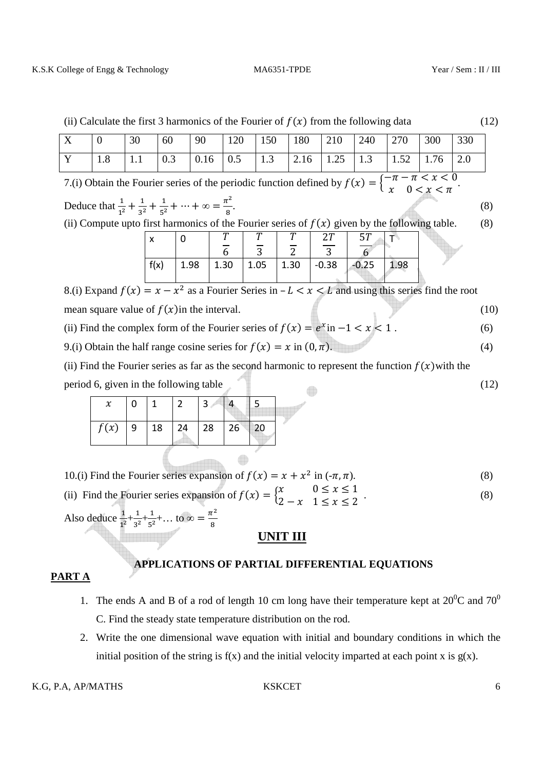(ii) Calculate the first 3 harmonics of the Fourier of $f(x)$ from the following data (12)

| X | 0 | 30 | 60 | 90 | 120 | 150 | 180 | 210 | 240 | 270 | 300 | 330 |
|---|---|---|---|---|---|---|---|---|---|---|---|---|
| Y | 1.8 | 1.1 | 0.3 | 0.16 | 0.5 | 1.3 | 2.16 | 1.25 | 1.3 | 1.52 | 1.76 | 2.0 |

7.(i) Obtain the Fourier series of the periodic function defined by $f(x) = \begin{cases} -\pi & -\pi < x < 0 \\ x & 0 < x < \pi \end{cases}$.

Deduce that $\frac{1}{1^2} + \frac{1}{3^2} + \frac{1}{5^2} + \cdots + \infty = \frac{\pi^2}{8}$. (8)

(ii) Compute upto first harmonics of the Fourier series of $f(x)$ given by the following table. (8)

| x | 0 | $\frac{T}{6}$ | $\frac{T}{3}$ | $\frac{T}{2}$ | $\frac{2T}{3}$ | $\frac{5T}{6}$ | T |
|---|---|---|---|---|---|---|---|
| f(x) | 1.98 | 1.30 | 1.05 | 1.30 | -0.38 | -0.25 | 1.98 |

8.(i) Expand $f(x) = x - x^2$ as a Fourier Series in $-L < x < L$ and using this series find the root mean square value of $f(x)$ in the interval. (10)

(ii) Find the complex form of the Fourier series of $f(x) = e^x$ in $-1 < x < 1$ . (6)

9.(i) Obtain the half range cosine series for $f(x) = x$ in $(0, \pi)$. (4)

(ii) Find the Fourier series as far as the second harmonic to represent the function $f(x)$ with the period 6, given in the following table (12)

| $x$ | 0 | 1 | 2 | 3 | 4 | 5 |
|---|---|---|---|---|---|---|
| $f(x)$ | 9 | 18 | 24 | 28 | 26 | 20 |

10.(i) Find the Fourier series expansion of $f(x) = x + x^2$ in $(-\pi, \pi)$. (8)

(ii) Find the Fourier series expansion of $f(x) = \begin{cases} x & 0 \le x \le 1 \\ 2 - x & 1 \le x \le 2 \end{cases}$ . (8)

Also deduce $\frac{1}{1^2}+\frac{1}{3^2}+\frac{1}{5^2}+\ldots$ to $\infty = \frac{\pi^2}{8}$

## UNIT III

### APPLICATIONS OF PARTIAL DIFFERENTIAL EQUATIONS

**PART A**

1. The ends A and B of a rod of length 10 cm long have their temperature kept at $20^0$C and $70^0$ C. Find the steady state temperature distribution on the rod.
2. Write the one dimensional wave equation with initial and boundary conditions in which the initial position of the string is f(x) and the initial velocity imparted at each point x is g(x).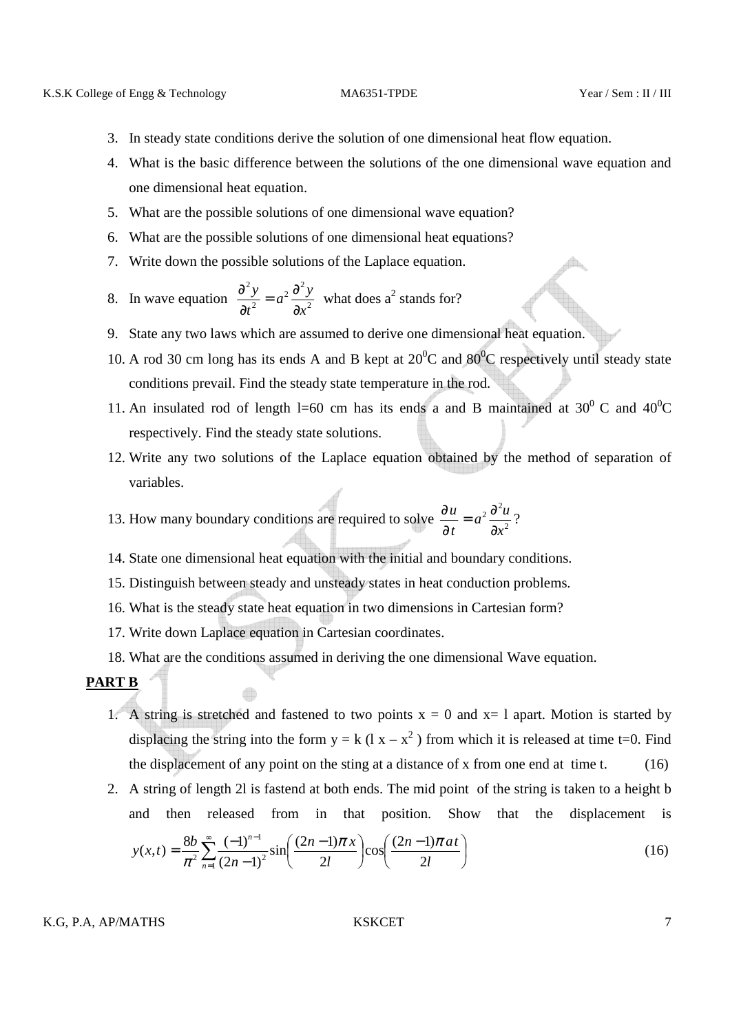3. In steady state conditions derive the solution of one dimensional heat flow equation.
4. What is the basic difference between the solutions of the one dimensional wave equation and one dimensional heat equation.
5. What are the possible solutions of one dimensional wave equation?
6. What are the possible solutions of one dimensional heat equations?
7. Write down the possible solutions of the Laplace equation.
8. In wave equation $\frac{\partial^2 y}{\partial t^2} = a^2 \frac{\partial^2 y}{\partial x^2}$ what does $a^2$ stands for?
9. State any two laws which are assumed to derive one dimensional heat equation.
10. A rod 30 cm long has its ends A and B kept at $20^0$C and $80^0$C respectively until steady state conditions prevail. Find the steady state temperature in the rod.
11. An insulated rod of length l=60 cm has its ends a and B maintained at $30^0$ C and $40^0$C respectively. Find the steady state solutions.
12. Write any two solutions of the Laplace equation obtained by the method of separation of variables.
13. How many boundary conditions are required to solve $\frac{\partial u}{\partial t} = a^2 \frac{\partial^2 u}{\partial x^2}$?
14. State one dimensional heat equation with the initial and boundary conditions.
15. Distinguish between steady and unsteady states in heat conduction problems.
16. What is the steady state heat equation in two dimensions in Cartesian form?
17. Write down Laplace equation in Cartesian coordinates.
18. What are the conditions assumed in deriving the one dimensional Wave equation.

**PART B**

1. A string is stretched and fastened to two points x = 0 and x= l apart. Motion is started by displacing the string into the form $y = k(l\,x - x^2)$ from which it is released at time t=0. Find the displacement of any point on the sting at a distance of x from one end at time t. (16)
2. A string of length 2l is fastend at both ends. The mid point of the string is taken to a height b and then released from in that position. Show that the displacement is $y(x,t) = \frac{8b}{\pi^2} \sum_{n=1}^{\infty} \frac{(-1)^{n-1}}{(2n-1)^2} \sin\left(\frac{(2n-1)\pi x}{2l}\right) \cos\left(\frac{(2n-1)\pi a t}{2l}\right)$ (16)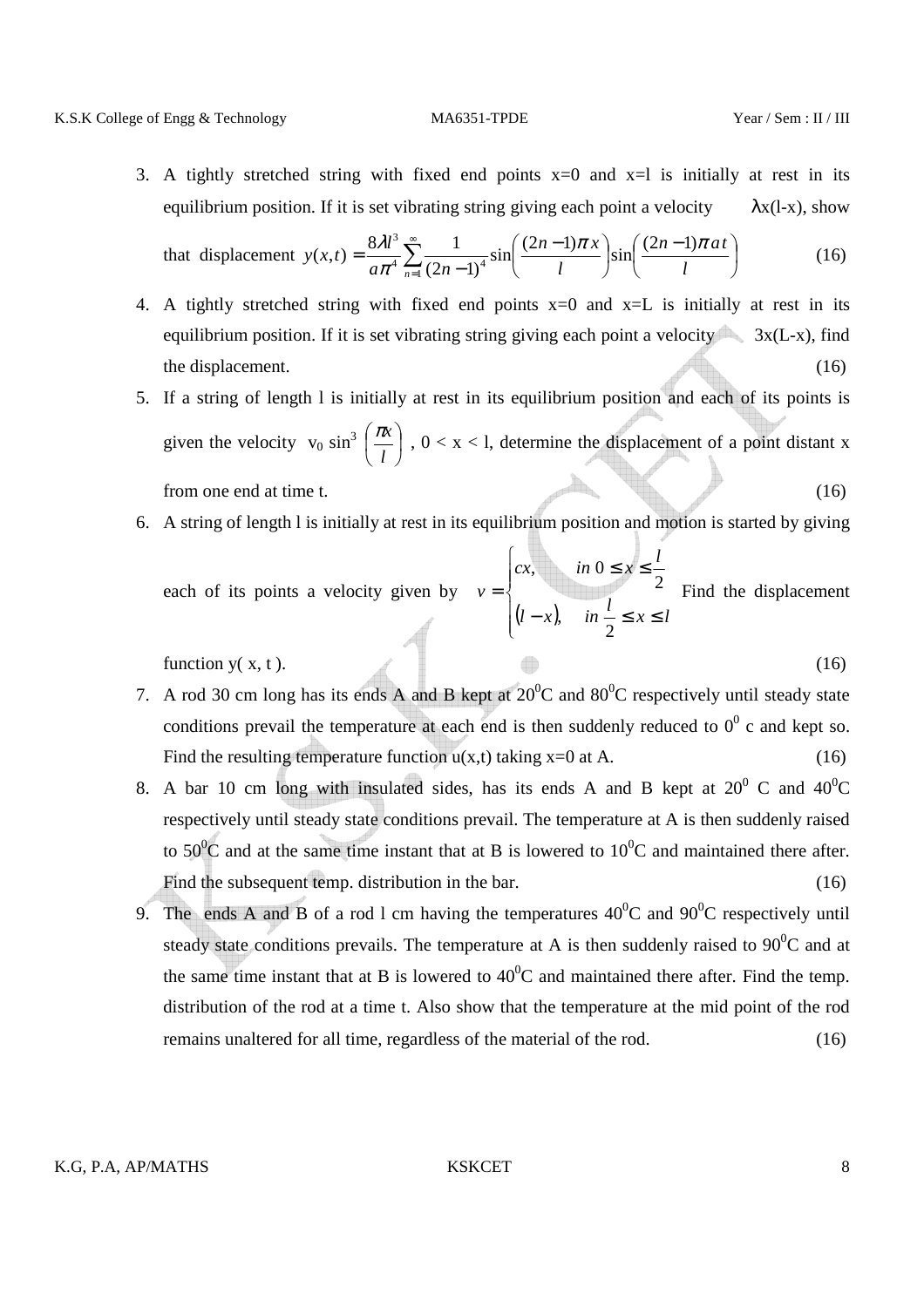3. A tightly stretched string with fixed end points x=0 and x=l is initially at rest in its equilibrium position. If it is set vibrating string giving each point a velocity $\lambda x(l-x)$, show that displacement $y(x,t) = \dfrac{8\lambda l^3}{a\pi^4}\sum_{n=1}^{\infty}\dfrac{1}{(2n-1)^4}\sin\left(\dfrac{(2n-1)\pi x}{l}\right)\sin\left(\dfrac{(2n-1)\pi a t}{l}\right)$ (16)

4. A tightly stretched string with fixed end points x=0 and x=L is initially at rest in its equilibrium position. If it is set vibrating string giving each point a velocity 3x(L-x), find the displacement. (16)

5. If a string of length l is initially at rest in its equilibrium position and each of its points is given the velocity $v_0 \sin^3\left(\dfrac{\pi x}{l}\right)$, $0 < x < l$, determine the displacement of a point distant x from one end at time t. (16)

6. A string of length l is initially at rest in its equilibrium position and motion is started by giving each of its points a velocity given by $v = \begin{cases} cx, & in\ 0 \le x \le \dfrac{l}{2} \\ (l-x), & in\ \dfrac{l}{2} \le x \le l \end{cases}$ Find the displacement function y( x, t ). (16)

7. A rod 30 cm long has its ends A and B kept at $20^0$C and $80^0$C respectively until steady state conditions prevail the temperature at each end is then suddenly reduced to $0^0$ c and kept so. Find the resulting temperature function u(x,t) taking x=0 at A. (16)

8. A bar 10 cm long with insulated sides, has its ends A and B kept at $20^0$ C and $40^0$C respectively until steady state conditions prevail. The temperature at A is then suddenly raised to $50^0$C and at the same time instant that at B is lowered to $10^0$C and maintained there after. Find the subsequent temp. distribution in the bar. (16)

9. The ends A and B of a rod l cm having the temperatures $40^0$C and $90^0$C respectively until steady state conditions prevails. The temperature at A is then suddenly raised to $90^0$C and at the same time instant that at B is lowered to $40^0$C and maintained there after. Find the temp. distribution of the rod at a time t. Also show that the temperature at the mid point of the rod remains unaltered for all time, regardless of the material of the rod. (16)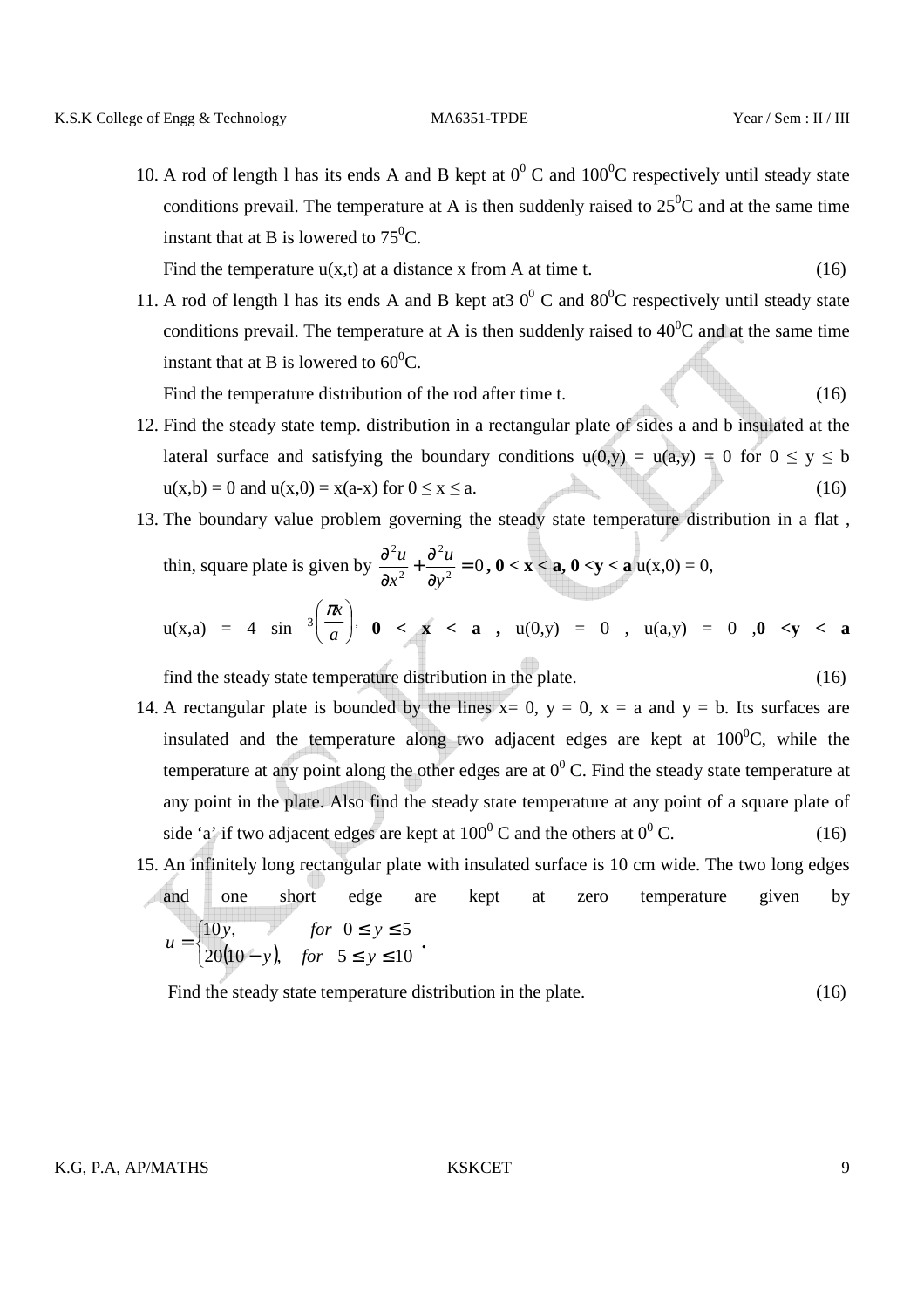10. A rod of length l has its ends A and B kept at $0^0$ C and $100^0$C respectively until steady state conditions prevail. The temperature at A is then suddenly raised to $25^0$C and at the same time instant that at B is lowered to $75^0$C.

    Find the temperature u(x,t) at a distance x from A at time t. (16)

11. A rod of length l has its ends A and B kept at3 $0^0$ C and $80^0$C respectively until steady state conditions prevail. The temperature at A is then suddenly raised to $40^0$C and at the same time instant that at B is lowered to $60^0$C.

    Find the temperature distribution of the rod after time t. (16)

12. Find the steady state temp. distribution in a rectangular plate of sides a and b insulated at the lateral surface and satisfying the boundary conditions $u(0,y) = u(a,y) = 0$ for $0 \leq y \leq b$ $u(x,b) = 0$ and $u(x,0) = x(a-x)$ for $0 \leq x \leq a$. (16)

13. The boundary value problem governing the steady state temperature distribution in a flat , thin, square plate is given by $\frac{\partial^2 u}{\partial x^2} + \frac{\partial^2 u}{\partial y^2} = 0$ **, 0 < x < a, 0 <y < a** $u(x,0) = 0$,

    $u(x,a) = 4 \sin^3\left(\frac{\pi x}{a}\right)$, **0 < x < a ,** $u(0,y) = 0$ , $u(a,y) = 0$ ,**0 <y < a**

    find the steady state temperature distribution in the plate. (16)

14. A rectangular plate is bounded by the lines x= 0, y = 0, x = a and y = b. Its surfaces are insulated and the temperature along two adjacent edges are kept at $100^0$C, while the temperature at any point along the other edges are at $0^0$ C. Find the steady state temperature at any point in the plate. Also find the steady state temperature at any point of a square plate of side 'a' if two adjacent edges are kept at $100^0$ C and the others at $0^0$ C. (16)

15. An infinitely long rectangular plate with insulated surface is 10 cm wide. The two long edges and one short edge are kept at zero temperature given by

    $$u = \begin{cases} 10y, & for \ \ 0 \leq y \leq 5 \\ 20(10-y), & for \ \ 5 \leq y \leq 10 \end{cases}.$$

    Find the steady state temperature distribution in the plate. (16)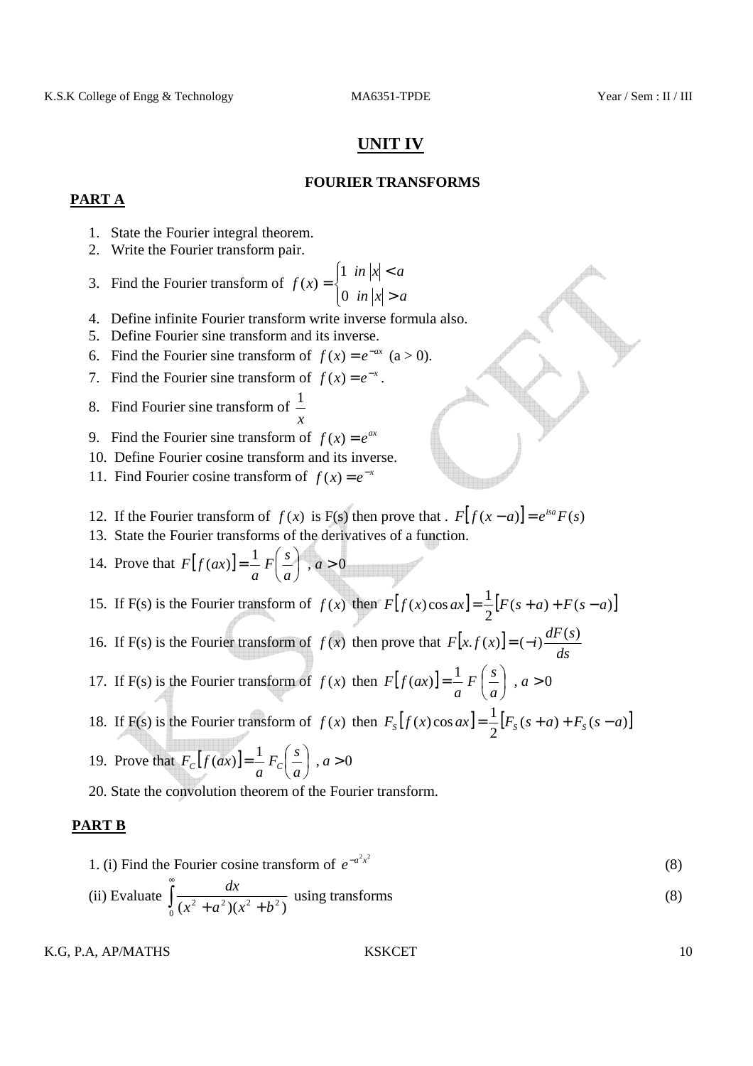# UNIT IV

## FOURIER TRANSFORMS

### PART A

1. State the Fourier integral theorem.
2. Write the Fourier transform pair.
3. Find the Fourier transform of $f(x) = \begin{cases} 1 & in\ |x| < a \\ 0 & in\ |x| > a \end{cases}$
4. Define infinite Fourier transform write inverse formula also.
5. Define Fourier sine transform and its inverse.
6. Find the Fourier sine transform of $f(x) = e^{-ax}$ (a > 0).
7. Find the Fourier sine transform of $f(x) = e^{-x}$.
8. Find Fourier sine transform of $\frac{1}{x}$
9. Find the Fourier sine transform of $f(x) = e^{ax}$
10. Define Fourier cosine transform and its inverse.
11. Find Fourier cosine transform of $f(x) = e^{-x}$
12. If the Fourier transform of $f(x)$ is F(s) then prove that . $F[f(x-a)] = e^{isa}F(s)$
13. State the Fourier transforms of the derivatives of a function.
14. Prove that $F[f(ax)] = \frac{1}{a}F\left(\frac{s}{a}\right)$ , $a > 0$
15. If F(s) is the Fourier transform of $f(x)$ then $F[f(x)\cos ax] = \frac{1}{2}[F(s+a) + F(s-a)]$
16. If F(s) is the Fourier transform of $f(x)$ then prove that $F[x.f(x)] = (-i)\frac{dF(s)}{ds}$
17. If F(s) is the Fourier transform of $f(x)$ then $F[f(ax)] = \frac{1}{a}F\left(\frac{s}{a}\right)$ , $a > 0$
18. If F(s) is the Fourier transform of $f(x)$ then $F_S[f(x)\cos ax] = \frac{1}{2}[F_S(s+a) + F_S(s-a)]$
19. Prove that $F_C[f(ax)] = \frac{1}{a}F_C\left(\frac{s}{a}\right)$ , $a > 0$
20. State the convolution theorem of the Fourier transform.

### PART B

1. (i) Find the Fourier cosine transform of $e^{-a^2x^2}$ (8)

(ii) Evaluate $\int_0^\infty \frac{dx}{(x^2+a^2)(x^2+b^2)}$ using transforms (8)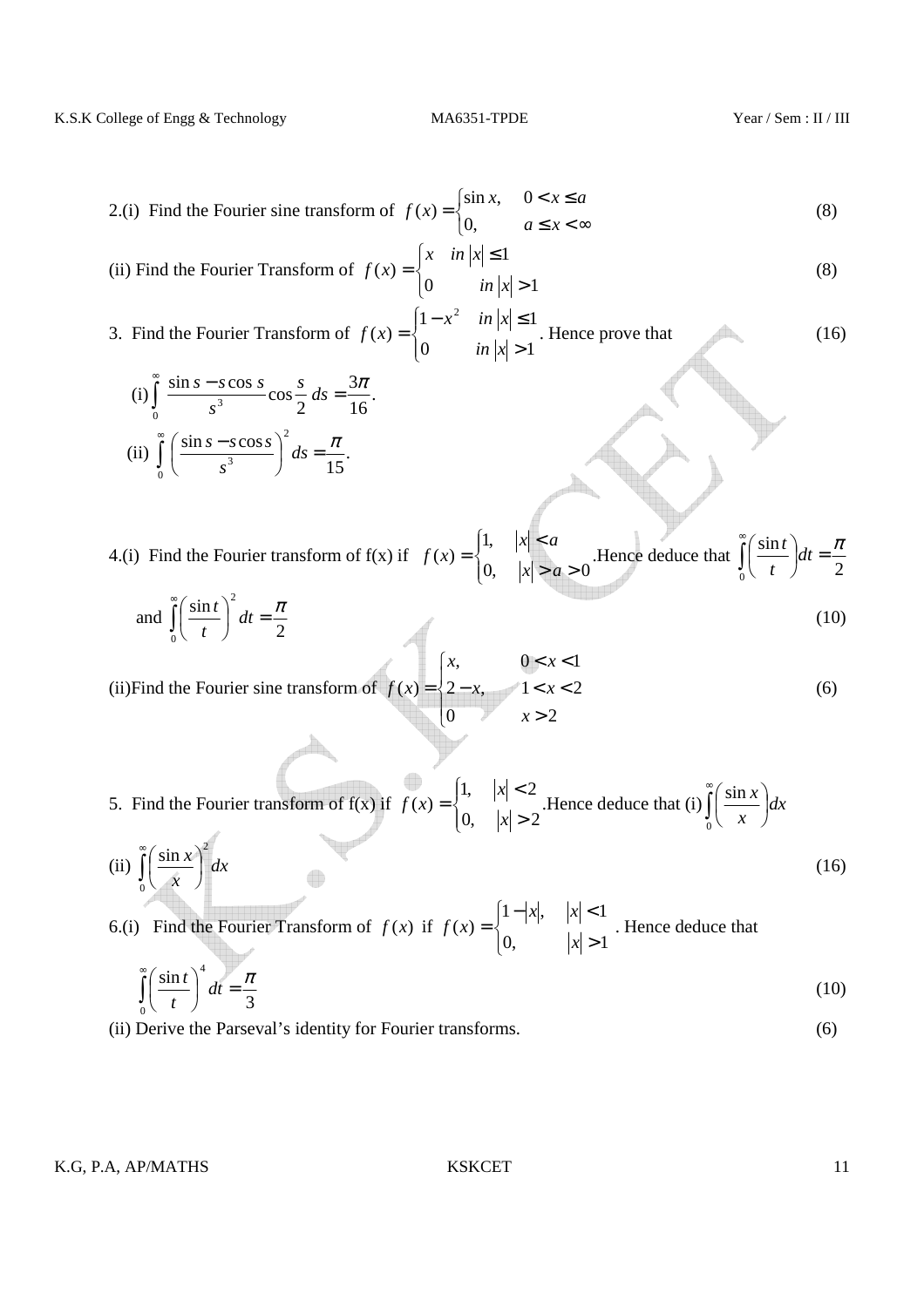2.(i) Find the Fourier sine transform of $f(x) = \begin{cases} \sin x, & 0 < x \le a \\ 0, & a \le x < \infty \end{cases}$ (8)

(ii) Find the Fourier Transform of $f(x) = \begin{cases} x & in\ |x| \le 1 \\ 0 & in\ |x| > 1 \end{cases}$ (8)

3. Find the Fourier Transform of $f(x) = \begin{cases} 1 - x^2 & in\ |x| \le 1 \\ 0 & in\ |x| > 1 \end{cases}$. Hence prove that (16)

(i) $\int_0^\infty \dfrac{\sin s - s\cos s}{s^3} \cos\dfrac{s}{2}\, ds = \dfrac{3\pi}{16}.$

(ii) $\int_0^\infty \left( \dfrac{\sin s - s\cos s}{s^3} \right)^2 ds = \dfrac{\pi}{15}.$

4.(i) Find the Fourier transform of f(x) if $f(x) = \begin{cases} 1, & |x| < a \\ 0, & |x| > a > 0 \end{cases}$. Hence deduce that $\int_0^\infty \left( \dfrac{\sin t}{t} \right) dt = \dfrac{\pi}{2}$ and $\int_0^\infty \left( \dfrac{\sin t}{t} \right)^2 dt = \dfrac{\pi}{2}$ (10)

(ii) Find the Fourier sine transform of $f(x) = \begin{cases} x, & 0 < x < 1 \\ 2 - x, & 1 < x < 2 \\ 0 & x > 2 \end{cases}$ (6)

5. Find the Fourier transform of f(x) if $f(x) = \begin{cases} 1, & |x| < 2 \\ 0, & |x| > 2 \end{cases}$. Hence deduce that (i) $\int_0^\infty \left( \dfrac{\sin x}{x} \right) dx$ (ii) $\int_0^\infty \left( \dfrac{\sin x}{x} \right)^2 dx$ (16)

6.(i) Find the Fourier Transform of $f(x)$ if $f(x) = \begin{cases} 1 - |x|, & |x| < 1 \\ 0, & |x| > 1 \end{cases}$. Hence deduce that $\int_0^\infty \left( \dfrac{\sin t}{t} \right)^4 dt = \dfrac{\pi}{3}$ (10)

(ii) Derive the Parseval's identity for Fourier transforms. (6)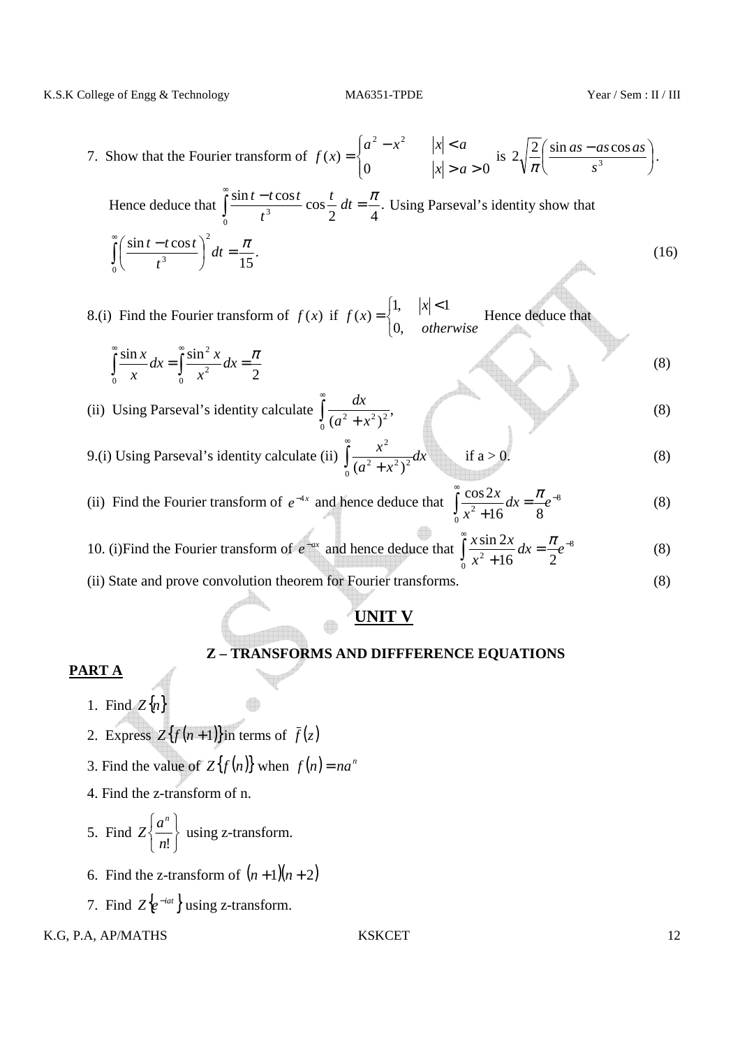7. Show that the Fourier transform of $f(x) = \begin{cases} a^2 - x^2 & |x| < a \\ 0 & |x| > a > 0 \end{cases}$ is $2\sqrt{\frac{2}{\pi}}\left(\frac{\sin as - as\cos as}{s^3}\right)$.

   Hence deduce that $\int_0^\infty \frac{\sin t - t\cos t}{t^3}\cos\frac{t}{2}\,dt = \frac{\pi}{4}$. Using Parseval's identity show that $\int_0^\infty \left(\frac{\sin t - t\cos t}{t^3}\right)^2 dt = \frac{\pi}{15}$. (16)

8.(i) Find the Fourier transform of $f(x)$ if $f(x) = \begin{cases} 1, & |x| < 1 \\ 0, & otherwise \end{cases}$ Hence deduce that $\int_0^\infty \frac{\sin x}{x}dx = \int_0^\infty \frac{\sin^2 x}{x^2}dx = \frac{\pi}{2}$ (8)

(ii) Using Parseval's identity calculate $\int_0^\infty \frac{dx}{(a^2 + x^2)^2}$, (8)

9.(i) Using Parseval's identity calculate (ii) $\int_0^\infty \frac{x^2}{(a^2 + x^2)^2}dx$ if a > 0. (8)

(ii) Find the Fourier transform of $e^{-4x}$ and hence deduce that $\int_0^\infty \frac{\cos 2x}{x^2 + 16}dx = \frac{\pi}{8}e^{-8}$ (8)

10. (i)Find the Fourier transform of $e^{-ax}$ and hence deduce that $\int_0^\infty \frac{x\sin 2x}{x^2 + 16}dx = \frac{\pi}{2}e^{-8}$ (8)

(ii) State and prove convolution theorem for Fourier transforms. (8)

# UNIT V

## Z – TRANSFORMS AND DIFFFERENCE EQUATIONS

**PART A**

1. Find $Z\{n\}$
2. Express $Z\{f(n+1)\}$ in terms of $\bar{f}(z)$
3. Find the value of $Z\{f(n)\}$ when $f(n) = na^n$
4. Find the z-transform of n.
5. Find $Z\left\{\frac{a^n}{n!}\right\}$ using z-transform.
6. Find the z-transform of $(n+1)(n+2)$
7. Find $Z\{e^{-iat}\}$ using z-transform.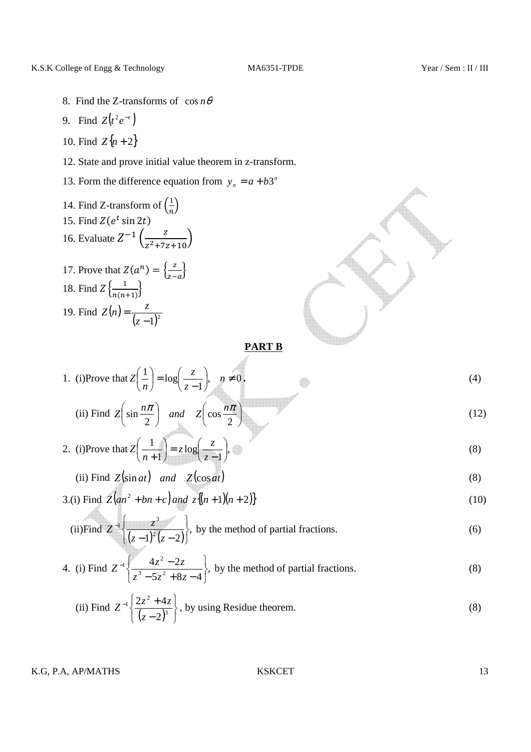8. Find the Z-transforms of $\cos n\theta$

9. Find $Z\left(t^2 e^{-t}\right)$

10. Find $Z\{n+2\}$

12. State and prove initial value theorem in z-transform.

13. Form the difference equation from $y_n = a + b3^n$

14. Find Z-transform of $\left(\frac{1}{n}\right)$

15. Find $Z(e^t \sin 2t)$

16. Evaluate $Z^{-1}\left(\frac{z}{z^2+7z+10}\right)$

17. Prove that $Z(a^n) = \left\{\frac{z}{z-a}\right\}$

18. Find $Z\left\{\frac{1}{n(n+1)}\right\}$

19. Find $Z(n) = \frac{z}{(z-1)^2}$

## PART B

1. (i)Prove that $Z\left(\frac{1}{n}\right) = \log\left(\frac{z}{z-1}\right), \quad n \neq 0$. (4)

   (ii) Find $Z\left(\sin\frac{n\pi}{2}\right) \quad and \quad Z\left(\cos\frac{n\pi}{2}\right)$ (12)

2. (i)Prove that $Z\left(\frac{1}{n+1}\right) = z\log\left(\frac{z}{z-1}\right),$ (8)

   (ii) Find $Z(\sin at) \quad and \quad Z(\cos at)$ (8)

3. (i) Find $Z\left(an^2 + bn + c\right)$ and $z\{(n+1)(n+2)\}$ (10)

   (ii)Find $Z^{-1}\left\{\frac{z^3}{(z-1)^2(z-2)}\right\}$, by the method of partial fractions. (6)

4. (i) Find $Z^{-1}\left\{\frac{4z^2-2z}{z^3-5z^2+8z-4}\right\}$, by the method of partial fractions. (8)

   (ii) Find $Z^{-1}\left\{\frac{2z^2+4z}{(z-2)^3}\right\}$, by using Residue theorem. (8)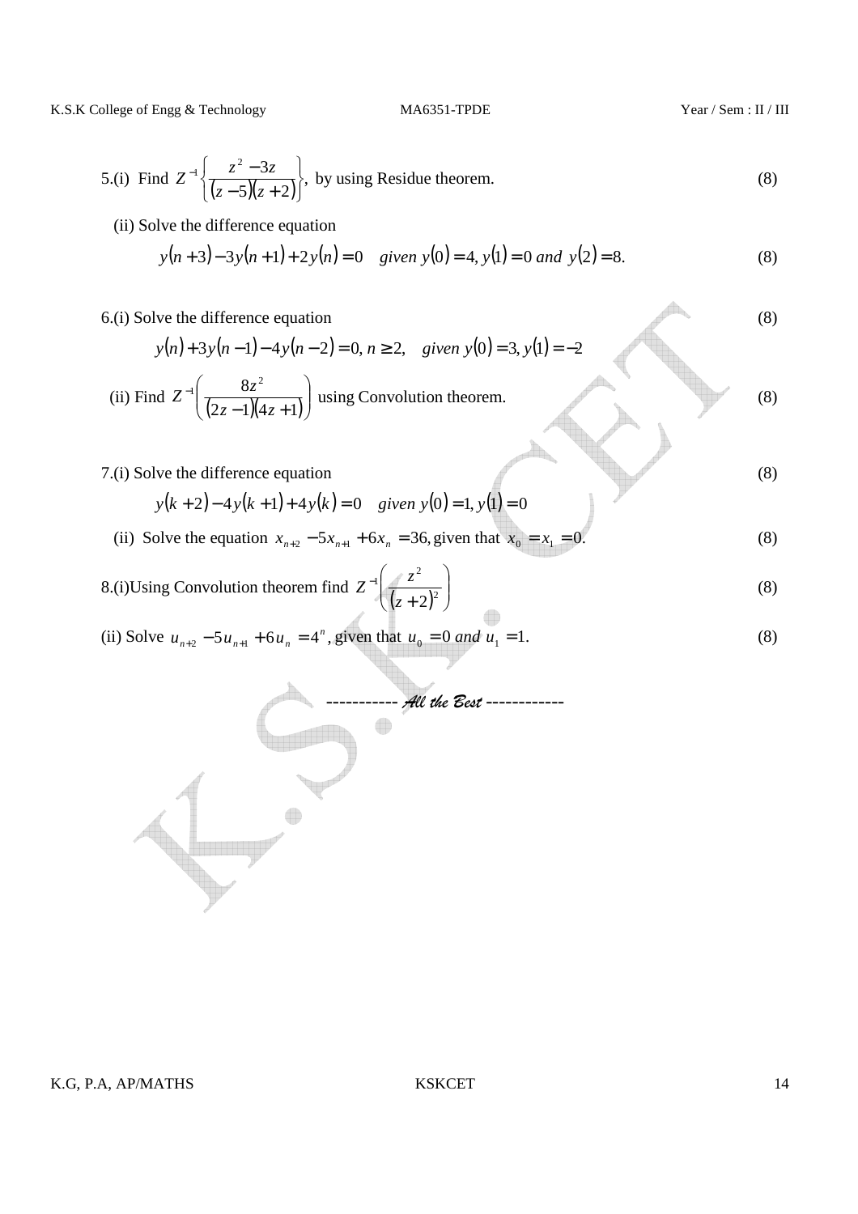5.(i) Find $Z^{-1}\left\{\frac{z^2-3z}{(z-5)(z+2)}\right\}$, by using Residue theorem. (8)

(ii) Solve the difference equation

$$y(n+3)-3y(n+1)+2y(n)=0 \quad \text{given } y(0)=4,\ y(1)=0 \text{ and } y(2)=8. \quad (8)$$

6.(i) Solve the difference equation (8)

$$y(n)+3y(n-1)-4y(n-2)=0,\ n\geq 2, \quad \text{given } y(0)=3,\ y(1)=-2$$

(ii) Find $Z^{-1}\left(\frac{8z^2}{(2z-1)(4z+1)}\right)$ using Convolution theorem. (8)

7.(i) Solve the difference equation (8)

$$y(k+2)-4y(k+1)+4y(k)=0 \quad \text{given } y(0)=1,\ y(1)=0$$

(ii) Solve the equation $x_{n+2}-5x_{n+1}+6x_n=36$, given that $x_0=x_1=0$. (8)

8.(i)Using Convolution theorem find $Z^{-1}\left(\frac{z^2}{(z+2)^2}\right)$ (8)

(ii) Solve $u_{n+2}-5u_{n+1}+6u_n=4^n$, given that $u_0=0$ *and* $u_1=1$. (8)

----------- *All the Best* ------------